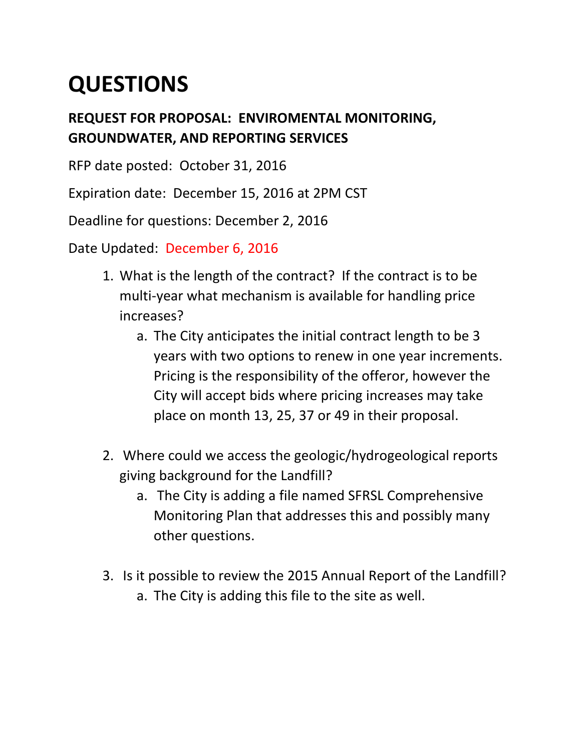# QUESTIONS

**REQUEST FOR PROPOSAL: ENVIROMENTAL MONITORING, GROUNDWATER, AND REPORTING SERVICES**

RFP date posted: October 31, 2016

Expiration date: December 15, 2016 at 2PM CST

Deadline for questions: December 2, 2016

Date Updated: December 6, 2016

1. What is the length of the contract? If the contract is to be multi-year what mechanism is available for handling price increases?
   a. The City anticipates the initial contract length to be 3 years with two options to renew in one year increments. Pricing is the responsibility of the offeror, however the City will accept bids where pricing increases may take place on month 13, 25, 37 or 49 in their proposal.

2. Where could we access the geologic/hydrogeological reports giving background for the Landfill?
   a. The City is adding a file named SFRSL Comprehensive Monitoring Plan that addresses this and possibly many other questions.

3. Is it possible to review the 2015 Annual Report of the Landfill?
   a. The City is adding this file to the site as well.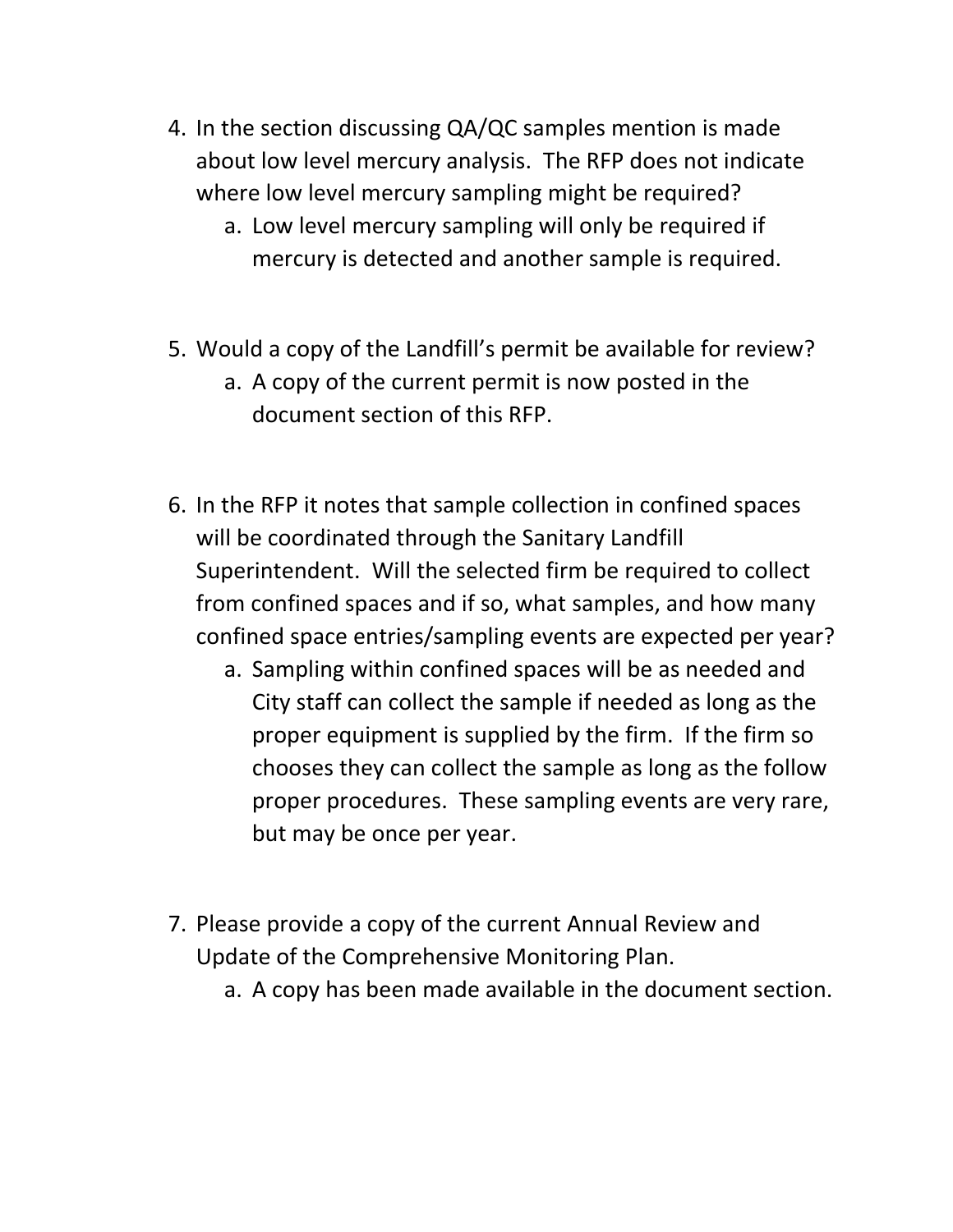4. In the section discussing QA/QC samples mention is made about low level mercury analysis. The RFP does not indicate where low level mercury sampling might be required?
   a. Low level mercury sampling will only be required if mercury is detected and another sample is required.

5. Would a copy of the Landfill's permit be available for review?
   a. A copy of the current permit is now posted in the document section of this RFP.

6. In the RFP it notes that sample collection in confined spaces will be coordinated through the Sanitary Landfill Superintendent. Will the selected firm be required to collect from confined spaces and if so, what samples, and how many confined space entries/sampling events are expected per year?
   a. Sampling within confined spaces will be as needed and City staff can collect the sample if needed as long as the proper equipment is supplied by the firm. If the firm so chooses they can collect the sample as long as the follow proper procedures. These sampling events are very rare, but may be once per year.

7. Please provide a copy of the current Annual Review and Update of the Comprehensive Monitoring Plan.
   a. A copy has been made available in the document section.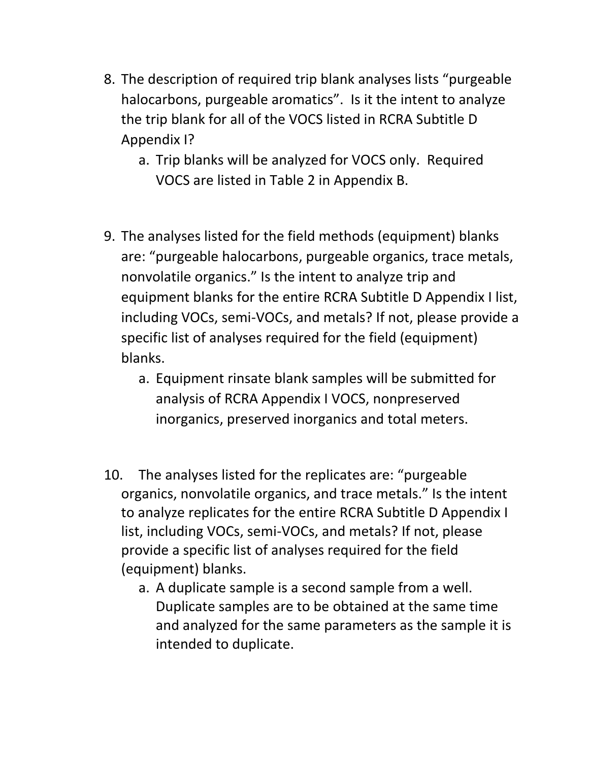8. The description of required trip blank analyses lists "purgeable halocarbons, purgeable aromatics". Is it the intent to analyze the trip blank for all of the VOCS listed in RCRA Subtitle D Appendix I?
   a. Trip blanks will be analyzed for VOCS only. Required VOCS are listed in Table 2 in Appendix B.

9. The analyses listed for the field methods (equipment) blanks are: "purgeable halocarbons, purgeable organics, trace metals, nonvolatile organics." Is the intent to analyze trip and equipment blanks for the entire RCRA Subtitle D Appendix I list, including VOCs, semi-VOCs, and metals? If not, please provide a specific list of analyses required for the field (equipment) blanks.
   a. Equipment rinsate blank samples will be submitted for analysis of RCRA Appendix I VOCS, nonpreserved inorganics, preserved inorganics and total meters.

10. The analyses listed for the replicates are: "purgeable organics, nonvolatile organics, and trace metals." Is the intent to analyze replicates for the entire RCRA Subtitle D Appendix I list, including VOCs, semi-VOCs, and metals? If not, please provide a specific list of analyses required for the field (equipment) blanks.
    a. A duplicate sample is a second sample from a well. Duplicate samples are to be obtained at the same time and analyzed for the same parameters as the sample it is intended to duplicate.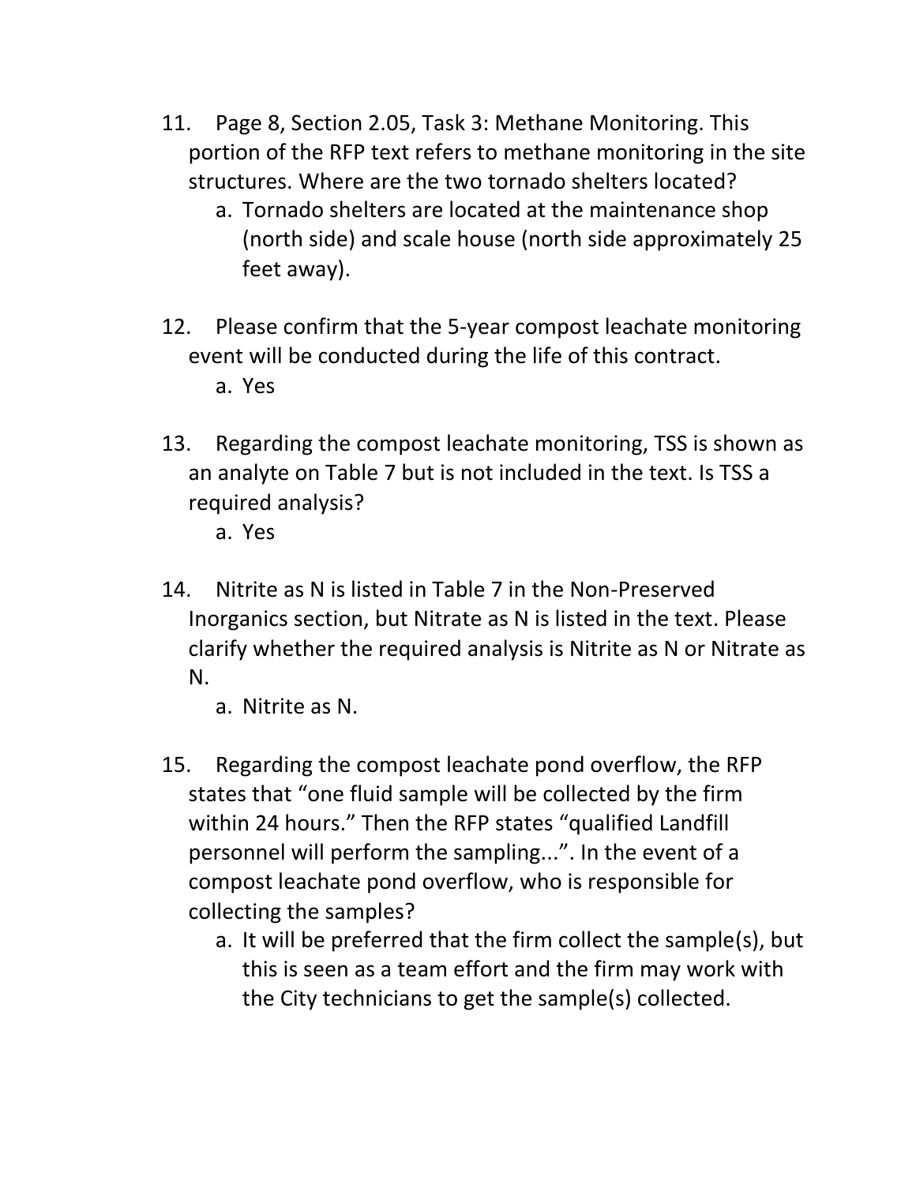11. Page 8, Section 2.05, Task 3: Methane Monitoring. This portion of the RFP text refers to methane monitoring in the site structures. Where are the two tornado shelters located?
    a. Tornado shelters are located at the maintenance shop (north side) and scale house (north side approximately 25 feet away).

12. Please confirm that the 5-year compost leachate monitoring event will be conducted during the life of this contract.
    a. Yes

13. Regarding the compost leachate monitoring, TSS is shown as an analyte on Table 7 but is not included in the text. Is TSS a required analysis?
    a. Yes

14. Nitrite as N is listed in Table 7 in the Non-Preserved Inorganics section, but Nitrate as N is listed in the text. Please clarify whether the required analysis is Nitrite as N or Nitrate as N.
    a. Nitrite as N.

15. Regarding the compost leachate pond overflow, the RFP states that "one fluid sample will be collected by the firm within 24 hours." Then the RFP states "qualified Landfill personnel will perform the sampling...". In the event of a compost leachate pond overflow, who is responsible for collecting the samples?
    a. It will be preferred that the firm collect the sample(s), but this is seen as a team effort and the firm may work with the City technicians to get the sample(s) collected.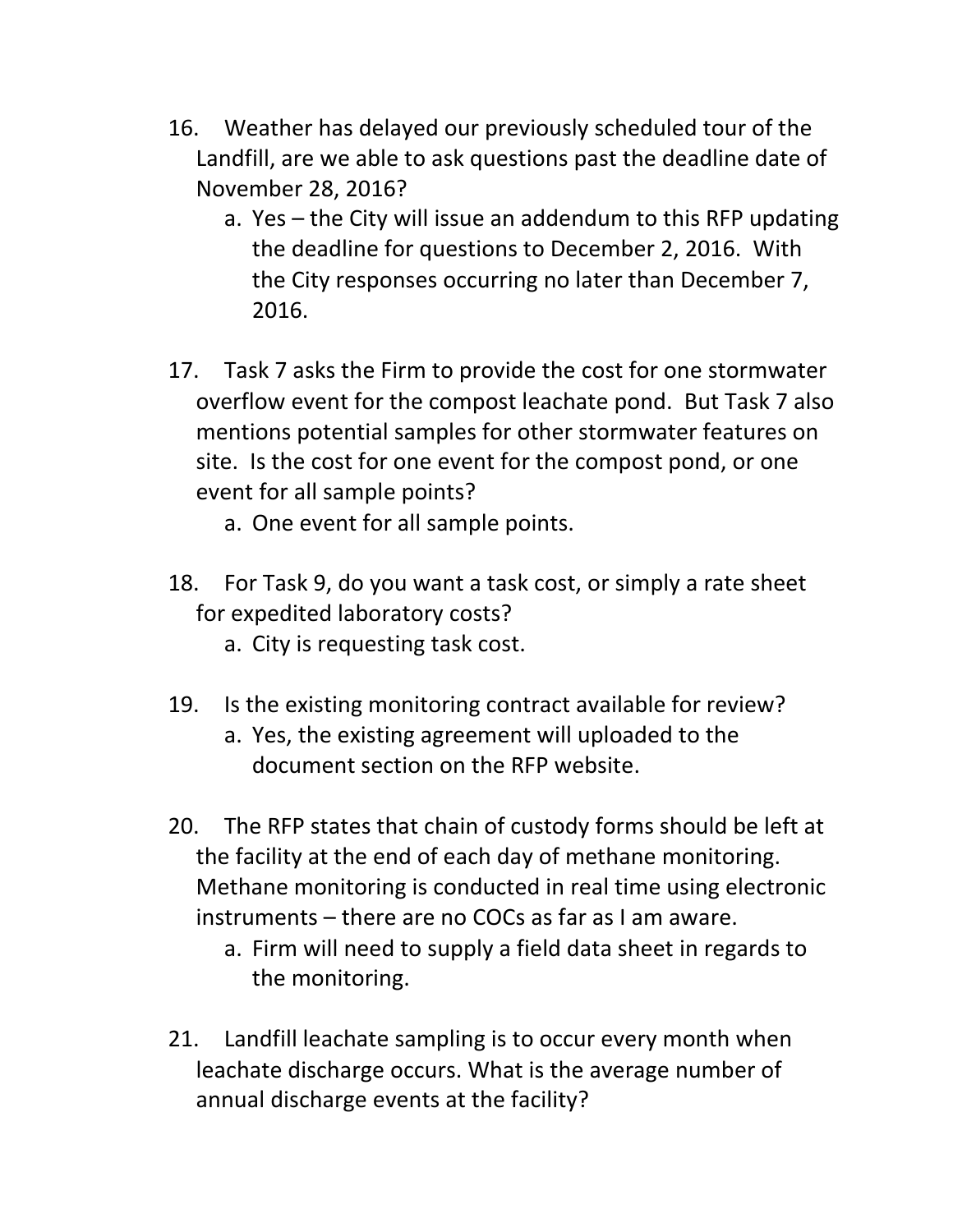16. Weather has delayed our previously scheduled tour of the Landfill, are we able to ask questions past the deadline date of November 28, 2016?
    a. Yes – the City will issue an addendum to this RFP updating the deadline for questions to December 2, 2016. With the City responses occurring no later than December 7, 2016.

17. Task 7 asks the Firm to provide the cost for one stormwater overflow event for the compost leachate pond. But Task 7 also mentions potential samples for other stormwater features on site. Is the cost for one event for the compost pond, or one event for all sample points?
    a. One event for all sample points.

18. For Task 9, do you want a task cost, or simply a rate sheet for expedited laboratory costs?
    a. City is requesting task cost.

19. Is the existing monitoring contract available for review?
    a. Yes, the existing agreement will uploaded to the document section on the RFP website.

20. The RFP states that chain of custody forms should be left at the facility at the end of each day of methane monitoring. Methane monitoring is conducted in real time using electronic instruments – there are no COCs as far as I am aware.
    a. Firm will need to supply a field data sheet in regards to the monitoring.

21. Landfill leachate sampling is to occur every month when leachate discharge occurs. What is the average number of annual discharge events at the facility?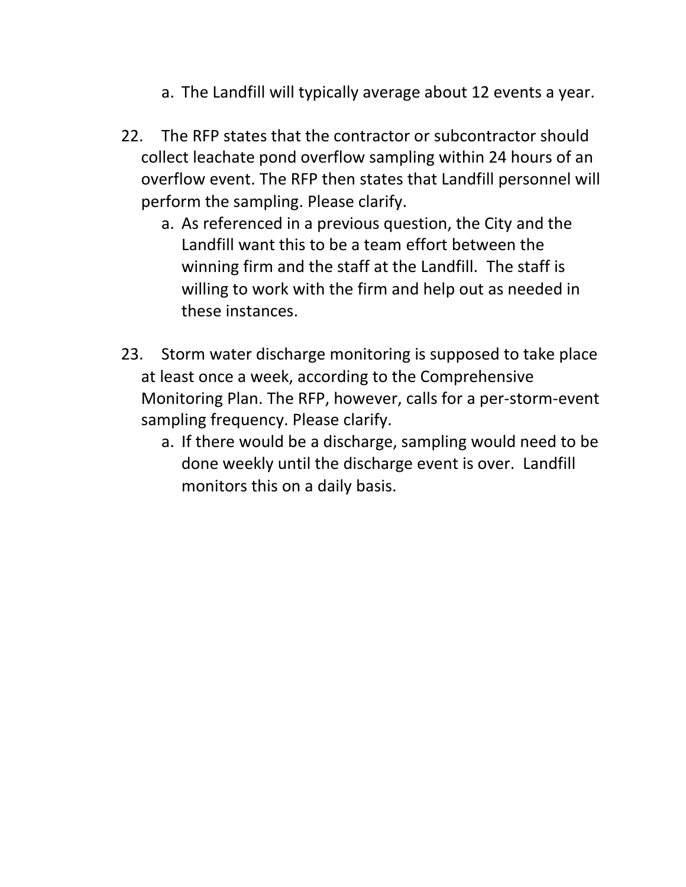a. The Landfill will typically average about 12 events a year.

22. The RFP states that the contractor or subcontractor should collect leachate pond overflow sampling within 24 hours of an overflow event. The RFP then states that Landfill personnel will perform the sampling. Please clarify.
    a. As referenced in a previous question, the City and the Landfill want this to be a team effort between the winning firm and the staff at the Landfill. The staff is willing to work with the firm and help out as needed in these instances.

23. Storm water discharge monitoring is supposed to take place at least once a week, according to the Comprehensive Monitoring Plan. The RFP, however, calls for a per-storm-event sampling frequency. Please clarify.
    a. If there would be a discharge, sampling would need to be done weekly until the discharge event is over. Landfill monitors this on a daily basis.